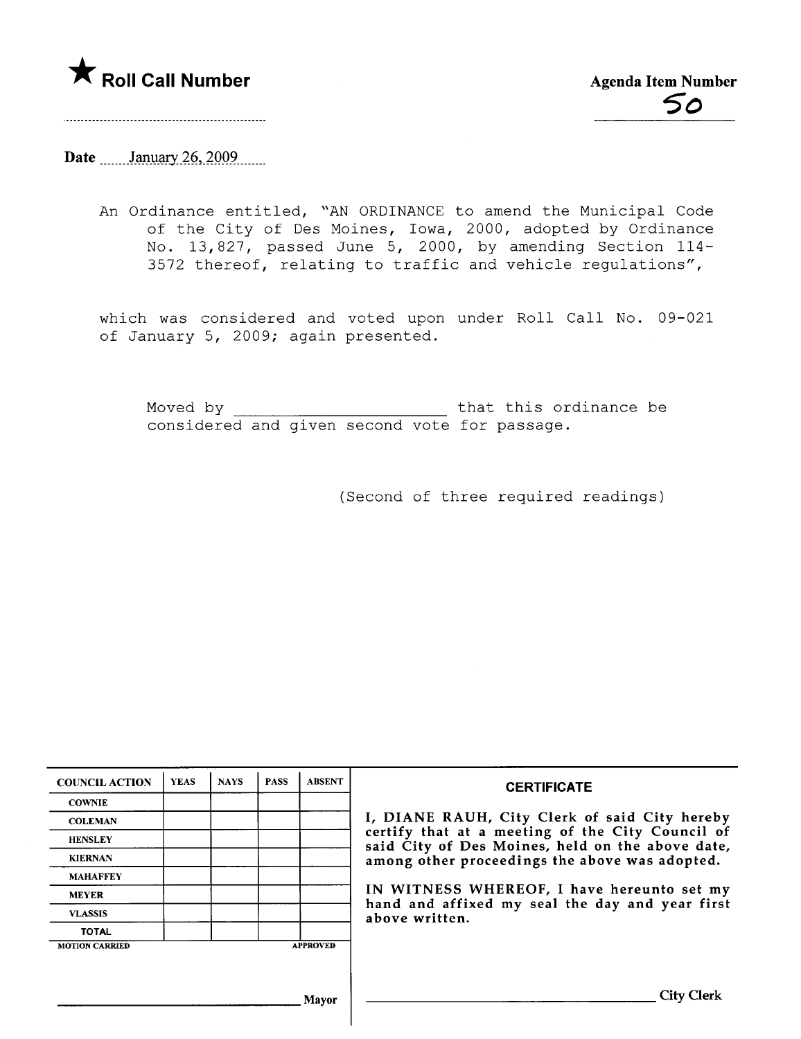★ **Roll Call Number**

**Agenda Item Number**
50

**Date** January 26, 2009

An Ordinance entitled, "AN ORDINANCE to amend the Municipal Code of the City of Des Moines, Iowa, 2000, adopted by Ordinance No. 13,827, passed June 5, 2000, by amending Section 114-3572 thereof, relating to traffic and vehicle regulations",

which was considered and voted upon under Roll Call No. 09-021 of January 5, 2009; again presented.

Moved by ____________________ that this ordinance be considered and given second vote for passage.

(Second of three required readings)

| COUNCIL ACTION | YEAS | NAYS | PASS | ABSENT |
| --- | --- | --- | --- | --- |
| COWNIE | | | | |
| COLEMAN | | | | |
| HENSLEY | | | | |
| KIERNAN | | | | |
| MAHAFFEY | | | | |
| MEYER | | | | |
| VLASSIS | | | | |
| TOTAL | | | | |

MOTION CARRIED APPROVED

____________________ Mayor

**CERTIFICATE**

I, DIANE RAUH, City Clerk of said City hereby certify that at a meeting of the City Council of said City of Des Moines, held on the above date, among other proceedings the above was adopted.

IN WITNESS WHEREOF, I have hereunto set my hand and affixed my seal the day and year first above written.

____________________ City Clerk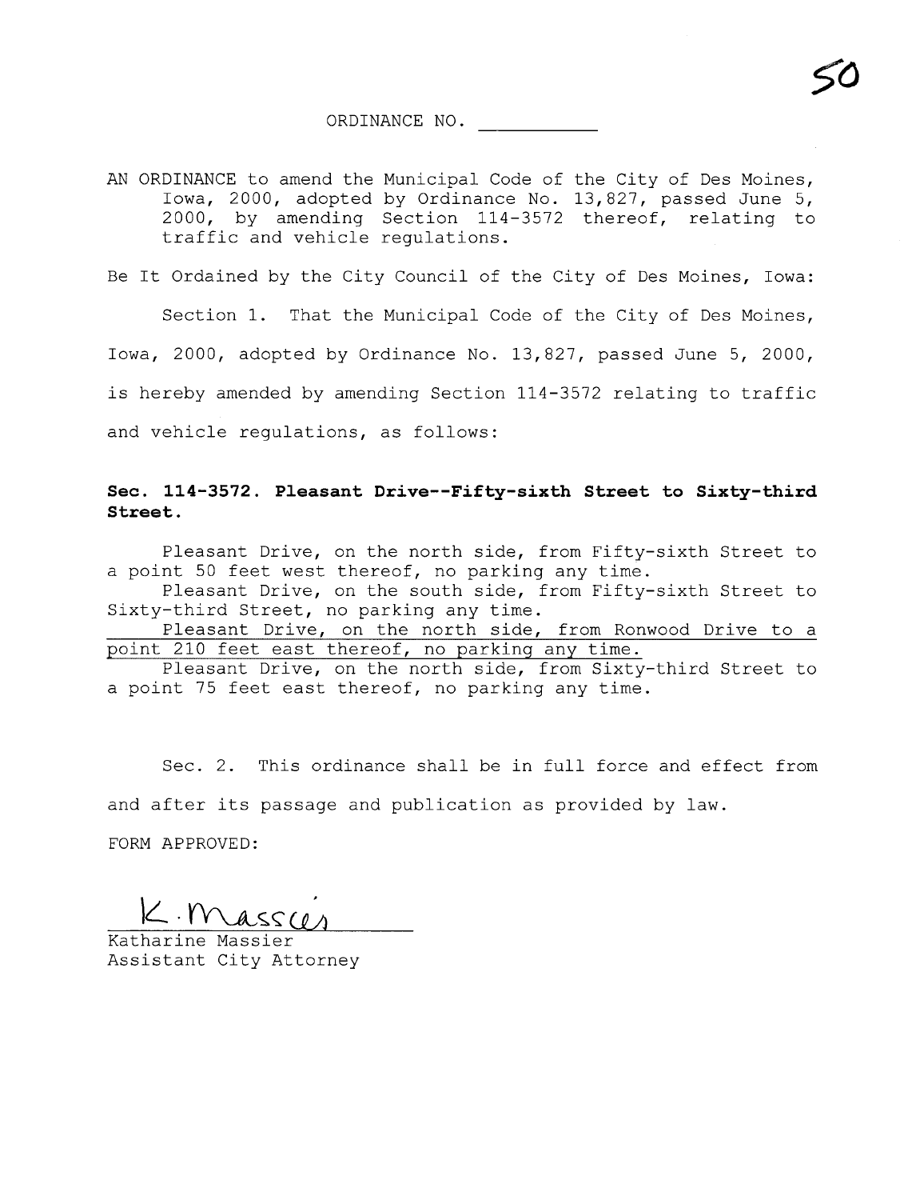50

ORDINANCE NO. ___________

AN ORDINANCE to amend the Municipal Code of the City of Des Moines, Iowa, 2000, adopted by Ordinance No. 13,827, passed June 5, 2000, by amending Section 114-3572 thereof, relating to traffic and vehicle regulations.

Be It Ordained by the City Council of the City of Des Moines, Iowa:

Section 1. That the Municipal Code of the City of Des Moines, Iowa, 2000, adopted by Ordinance No. 13,827, passed June 5, 2000, is hereby amended by amending Section 114-3572 relating to traffic and vehicle regulations, as follows:

**Sec. 114-3572. Pleasant Drive--Fifty-sixth Street to Sixty-third Street.**

Pleasant Drive, on the north side, from Fifty-sixth Street to a point 50 feet west thereof, no parking any time.

Pleasant Drive, on the south side, from Fifty-sixth Street to Sixty-third Street, no parking any time.

<u>Pleasant Drive, on the north side, from Ronwood Drive to a point 210 feet east thereof, no parking any time.</u>

Pleasant Drive, on the north side, from Sixty-third Street to a point 75 feet east thereof, no parking any time.

Sec. 2. This ordinance shall be in full force and effect from and after its passage and publication as provided by law.

FORM APPROVED:

K. Massier

Katharine Massier
Assistant City Attorney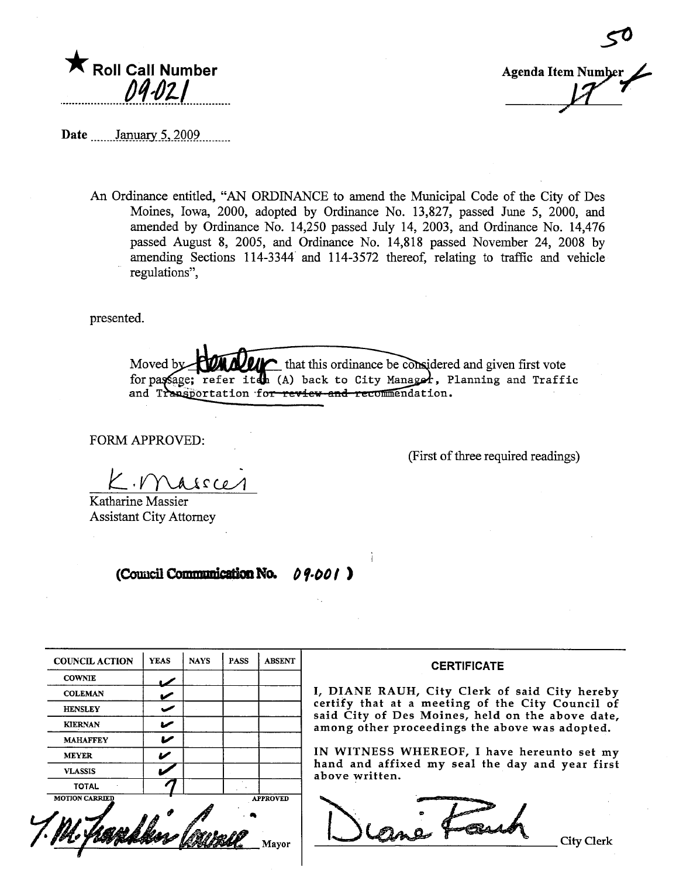50

★ **Roll Call Number**

09-021

Agenda Item Number

17

Date January 5, 2009

An Ordinance entitled, "AN ORDINANCE to amend the Municipal Code of the City of Des Moines, Iowa, 2000, adopted by Ordinance No. 13,827, passed June 5, 2000, and amended by Ordinance No. 14,250 passed July 14, 2003, and Ordinance No. 14,476 passed August 8, 2005, and Ordinance No. 14,818 passed November 24, 2008 by amending Sections 114-3344 and 114-3572 thereof, relating to traffic and vehicle regulations",

presented.

Moved by Hensley that this ordinance be considered and given first vote for passage; refer item (A) back to City Manager, Planning and Traffic and Transportation ~~for review and recommendation~~.

FORM APPROVED:

(First of three required readings)

K. Massier

Katharine Massier
Assistant City Attorney

**(Council Communication No. 09-001)**

| COUNCIL ACTION | YEAS | NAYS | PASS | ABSENT |
|---|---|---|---|---|
| COWNIE | ✓ | | | |
| COLEMAN | ✓ | | | |
| HENSLEY | ✓ | | | |
| KIERNAN | ✓ | | | |
| MAHAFFEY | ✓ | | | |
| MEYER | ✓ | | | |
| VLASSIS | ✓ | | | |
| TOTAL | 7 | | | |

MOTION CARRIED APPROVED

T. M. Franklin Cownie Mayor

**CERTIFICATE**

I, DIANE RAUH, City Clerk of said City hereby certify that at a meeting of the City Council of said City of Des Moines, held on the above date, among other proceedings the above was adopted.

IN WITNESS WHEREOF, I have hereunto set my hand and affixed my seal the day and year first above written.

Diane Rauh City Clerk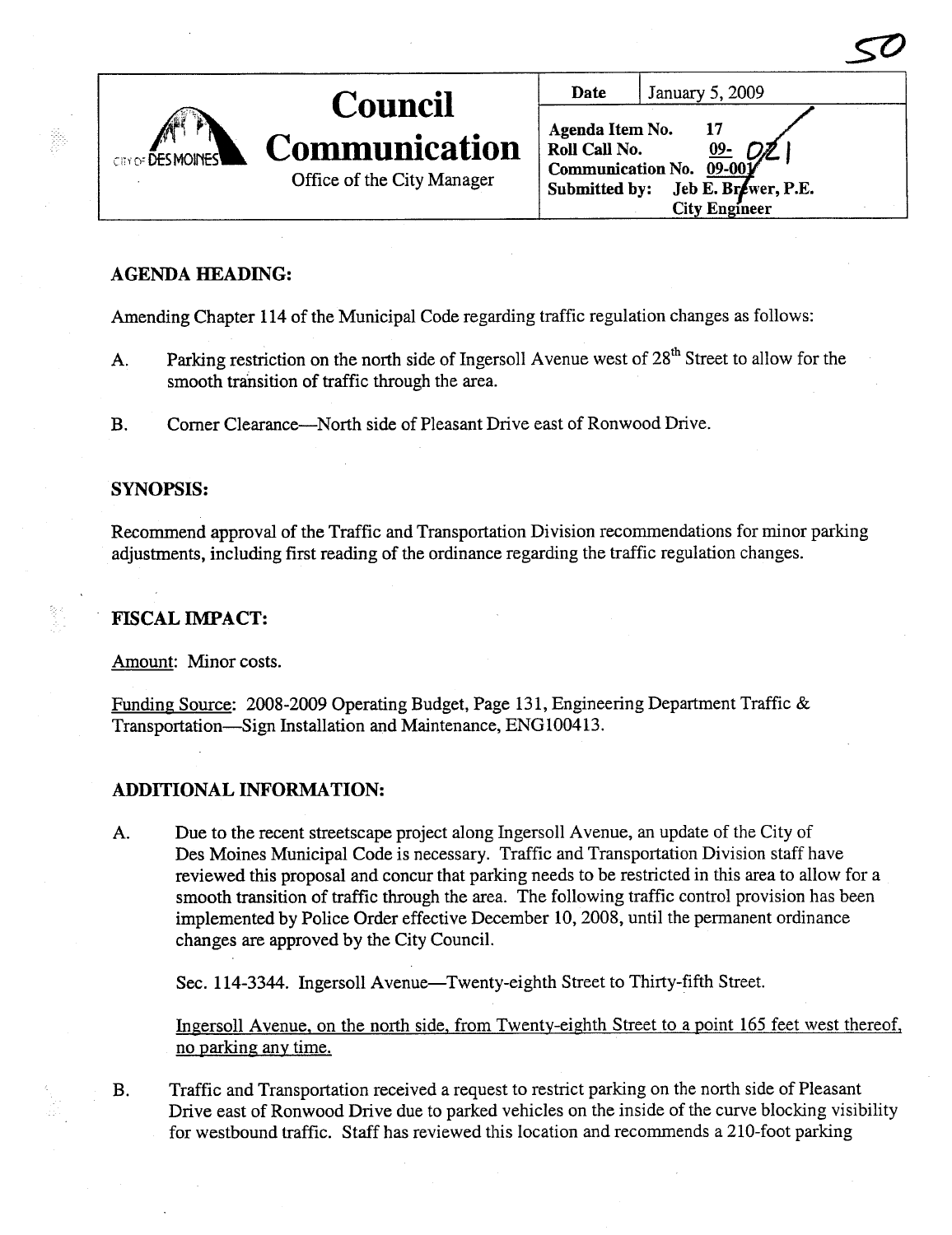50

| **Council Communication** | **Date** | January 5, 2009 |
| --- | --- | --- |
| Office of the City Manager | **Agenda Item No.** 17<br>**Roll Call No.** 09- 021<br>**Communication No.** 09-001<br>**Submitted by:** Jeb E. Brewer, P.E. City Engineer | |

## AGENDA HEADING:

Amending Chapter 114 of the Municipal Code regarding traffic regulation changes as follows:

A. Parking restriction on the north side of Ingersoll Avenue west of 28th Street to allow for the smooth transition of traffic through the area.

B. Corner Clearance—North side of Pleasant Drive east of Ronwood Drive.

## SYNOPSIS:

Recommend approval of the Traffic and Transportation Division recommendations for minor parking adjustments, including first reading of the ordinance regarding the traffic regulation changes.

## FISCAL IMPACT:

Amount: Minor costs.

Funding Source: 2008-2009 Operating Budget, Page 131, Engineering Department Traffic & Transportation—Sign Installation and Maintenance, ENG100413.

## ADDITIONAL INFORMATION:

A. Due to the recent streetscape project along Ingersoll Avenue, an update of the City of Des Moines Municipal Code is necessary. Traffic and Transportation Division staff have reviewed this proposal and concur that parking needs to be restricted in this area to allow for a smooth transition of traffic through the area. The following traffic control provision has been implemented by Police Order effective December 10, 2008, until the permanent ordinance changes are approved by the City Council.

   Sec. 114-3344. Ingersoll Avenue—Twenty-eighth Street to Thirty-fifth Street.

   Ingersoll Avenue, on the north side, from Twenty-eighth Street to a point 165 feet west thereof, no parking any time.

B. Traffic and Transportation received a request to restrict parking on the north side of Pleasant Drive east of Ronwood Drive due to parked vehicles on the inside of the curve blocking visibility for westbound traffic. Staff has reviewed this location and recommends a 210-foot parking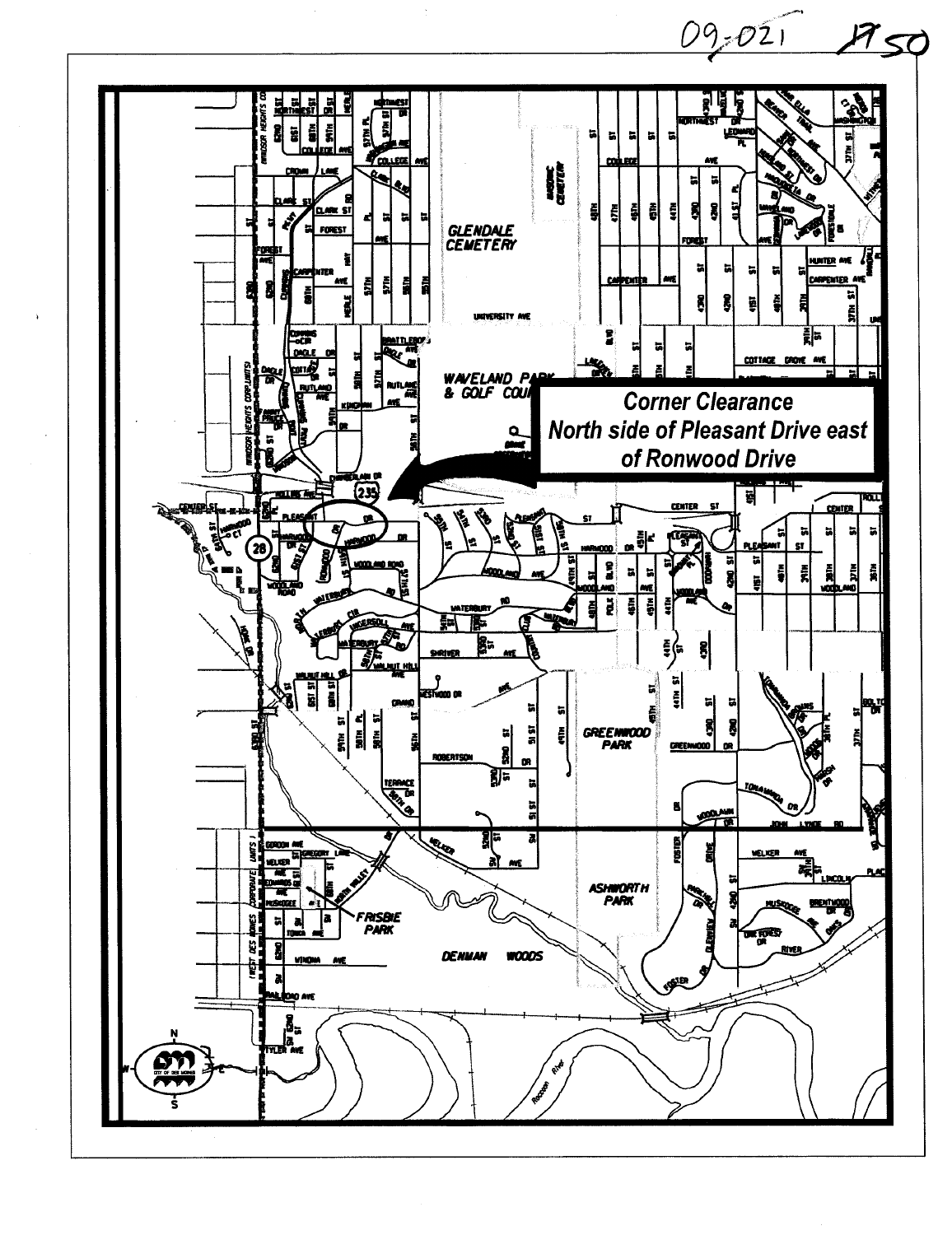09-021

Corner Clearance
North side of Pleasant Drive east of Ronwood Drive